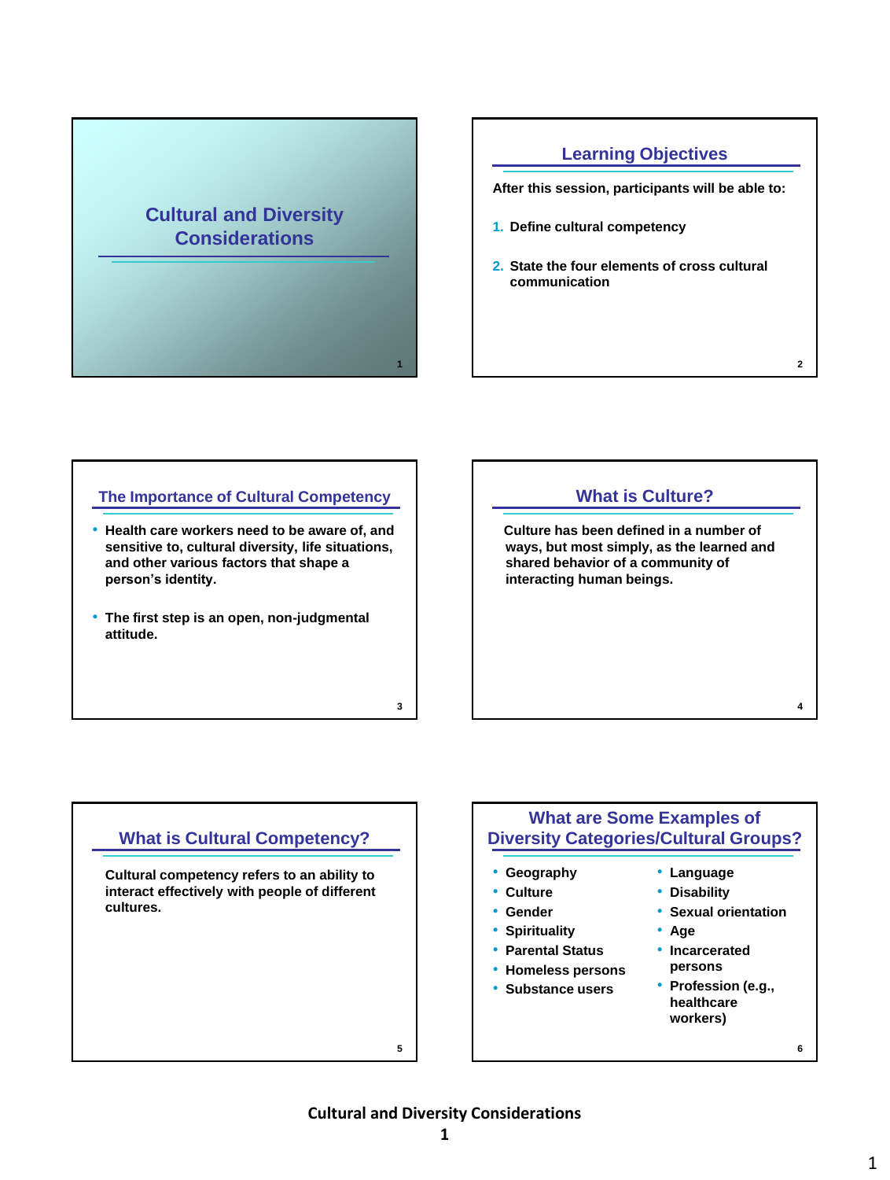# Cultural and Diversity Considerations

## Learning Objectives

After this session, participants will be able to:

1. Define cultural competency
2. State the four elements of cross cultural communication

## The Importance of Cultural Competency

- Health care workers need to be aware of, and sensitive to, cultural diversity, life situations, and other various factors that shape a person's identity.
- The first step is an open, non-judgmental attitude.

## What is Culture?

Culture has been defined in a number of ways, but most simply, as the learned and shared behavior of a community of interacting human beings.

## What is Cultural Competency?

Cultural competency refers to an ability to interact effectively with people of different cultures.

## What are Some Examples of Diversity Categories/Cultural Groups?

- Geography
- Culture
- Gender
- Spirituality
- Parental Status
- Homeless persons
- Substance users
- Language
- Disability
- Sexual orientation
- Age
- Incarcerated persons
- Profession (e.g., healthcare workers)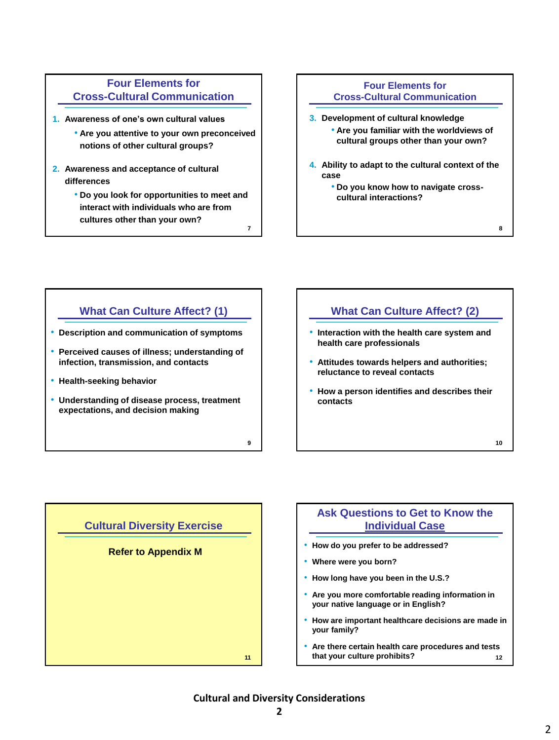## Four Elements for Cross-Cultural Communication

1. Awareness of one's own cultural values
   - Are you attentive to your own preconceived notions of other cultural groups?
2. Awareness and acceptance of cultural differences
   - Do you look for opportunities to meet and interact with individuals who are from cultures other than your own?

## Four Elements for Cross-Cultural Communication

3. Development of cultural knowledge
   - Are you familiar with the worldviews of cultural groups other than your own?
4. Ability to adapt to the cultural context of the case
   - Do you know how to navigate cross-cultural interactions?

## What Can Culture Affect? (1)

- Description and communication of symptoms
- Perceived causes of illness; understanding of infection, transmission, and contacts
- Health-seeking behavior
- Understanding of disease process, treatment expectations, and decision making

## What Can Culture Affect? (2)

- Interaction with the health care system and health care professionals
- Attitudes towards helpers and authorities; reluctance to reveal contacts
- How a person identifies and describes their contacts

## Cultural Diversity Exercise

Refer to Appendix M

## Ask Questions to Get to Know the Individual Case

- How do you prefer to be addressed?
- Where were you born?
- How long have you been in the U.S.?
- Are you more comfortable reading information in your native language or in English?
- How are important healthcare decisions are made in your family?
- Are there certain health care procedures and tests that your culture prohibits?

**Cultural and Diversity Considerations**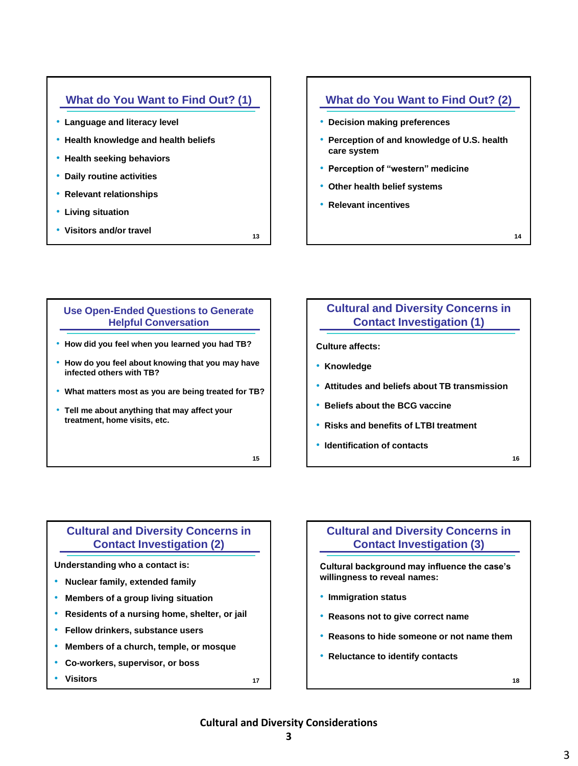## What do You Want to Find Out? (1)

- Language and literacy level
- Health knowledge and health beliefs
- Health seeking behaviors
- Daily routine activities
- Relevant relationships
- Living situation
- Visitors and/or travel

## What do You Want to Find Out? (2)

- Decision making preferences
- Perception of and knowledge of U.S. health care system
- Perception of "western" medicine
- Other health belief systems
- Relevant incentives

## Use Open-Ended Questions to Generate Helpful Conversation

- How did you feel when you learned you had TB?
- How do you feel about knowing that you may have infected others with TB?
- What matters most as you are being treated for TB?
- Tell me about anything that may affect your treatment, home visits, etc.

## Cultural and Diversity Concerns in Contact Investigation (1)

Culture affects:

- Knowledge
- Attitudes and beliefs about TB transmission
- Beliefs about the BCG vaccine
- Risks and benefits of LTBI treatment
- Identification of contacts

## Cultural and Diversity Concerns in Contact Investigation (2)

Understanding who a contact is:

- Nuclear family, extended family
- Members of a group living situation
- Residents of a nursing home, shelter, or jail
- Fellow drinkers, substance users
- Members of a church, temple, or mosque
- Co-workers, supervisor, or boss
- Visitors

## Cultural and Diversity Concerns in Contact Investigation (3)

Cultural background may influence the case's willingness to reveal names:

- Immigration status
- Reasons not to give correct name
- Reasons to hide someone or not name them
- Reluctance to identify contacts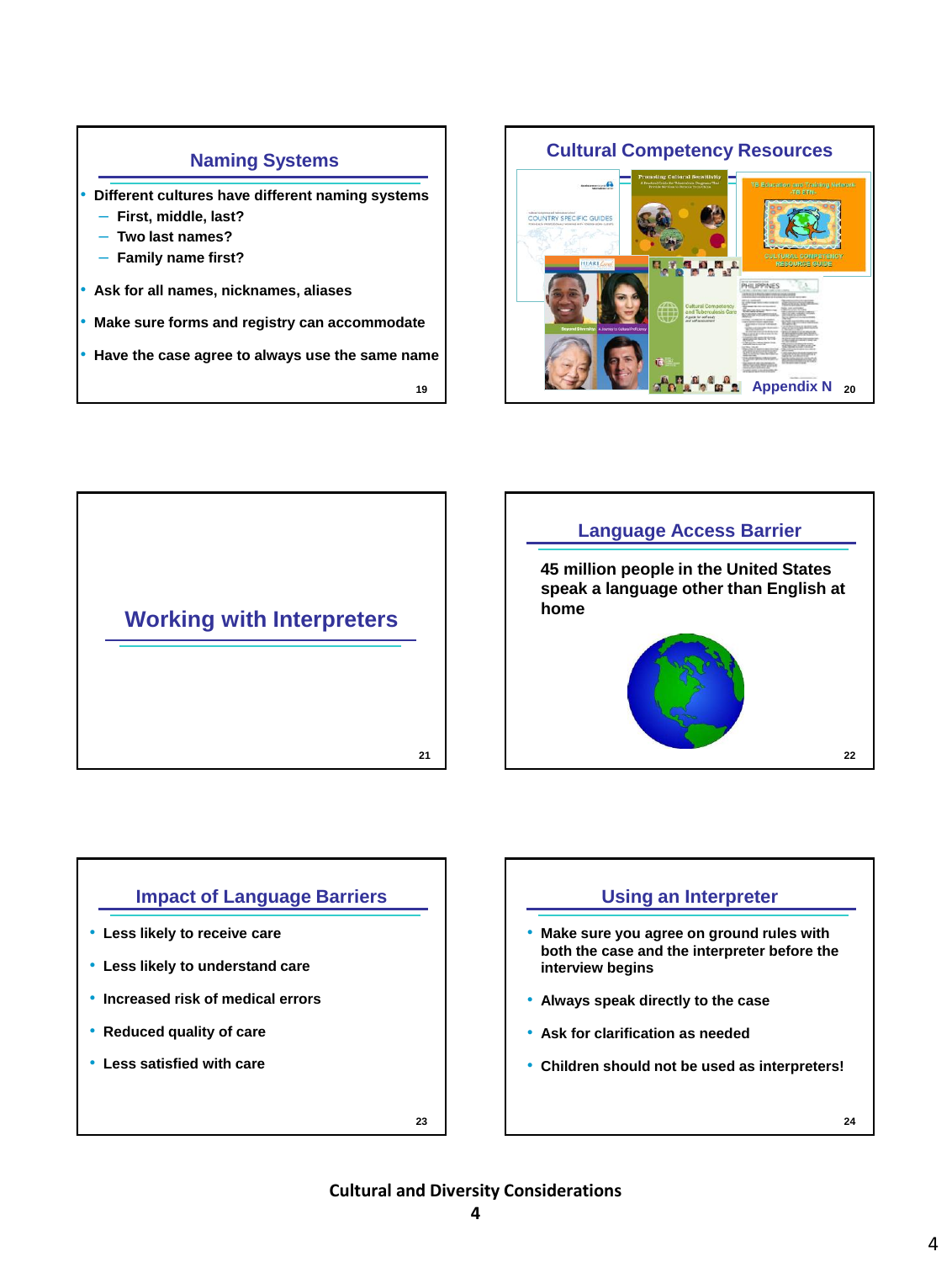## Naming Systems

- Different cultures have different naming systems
  - First, middle, last?
  - Two last names?
  - Family name first?
- Ask for all names, nicknames, aliases
- Make sure forms and registry can accommodate
- Have the case agree to always use the same name

## Cultural Competency Resources

Appendix N

## Working with Interpreters

## Language Access Barrier

45 million people in the United States speak a language other than English at home

## Impact of Language Barriers

- Less likely to receive care
- Less likely to understand care
- Increased risk of medical errors
- Reduced quality of care
- Less satisfied with care

## Using an Interpreter

- Make sure you agree on ground rules with both the case and the interpreter before the interview begins
- Always speak directly to the case
- Ask for clarification as needed
- Children should not be used as interpreters!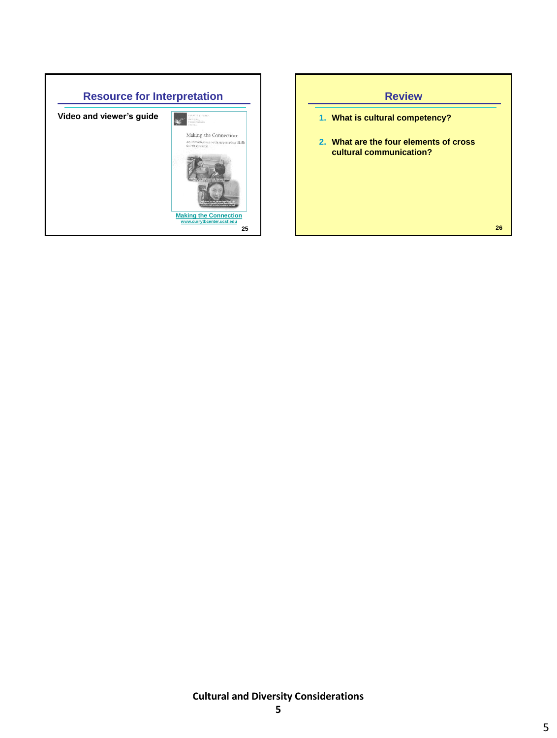## Resource for Interpretation

**Video and viewer's guide**

Making the Connection: An Introduction to Interpretation Skills for TB Control

[Making the Connection](www.currytbcenter.ucsf.edu)
www.currytbcenter.ucsf.edu

## Review

1. **What is cultural competency?**
2. **What are the four elements of cross cultural communication?**

**Cultural and Diversity Considerations**